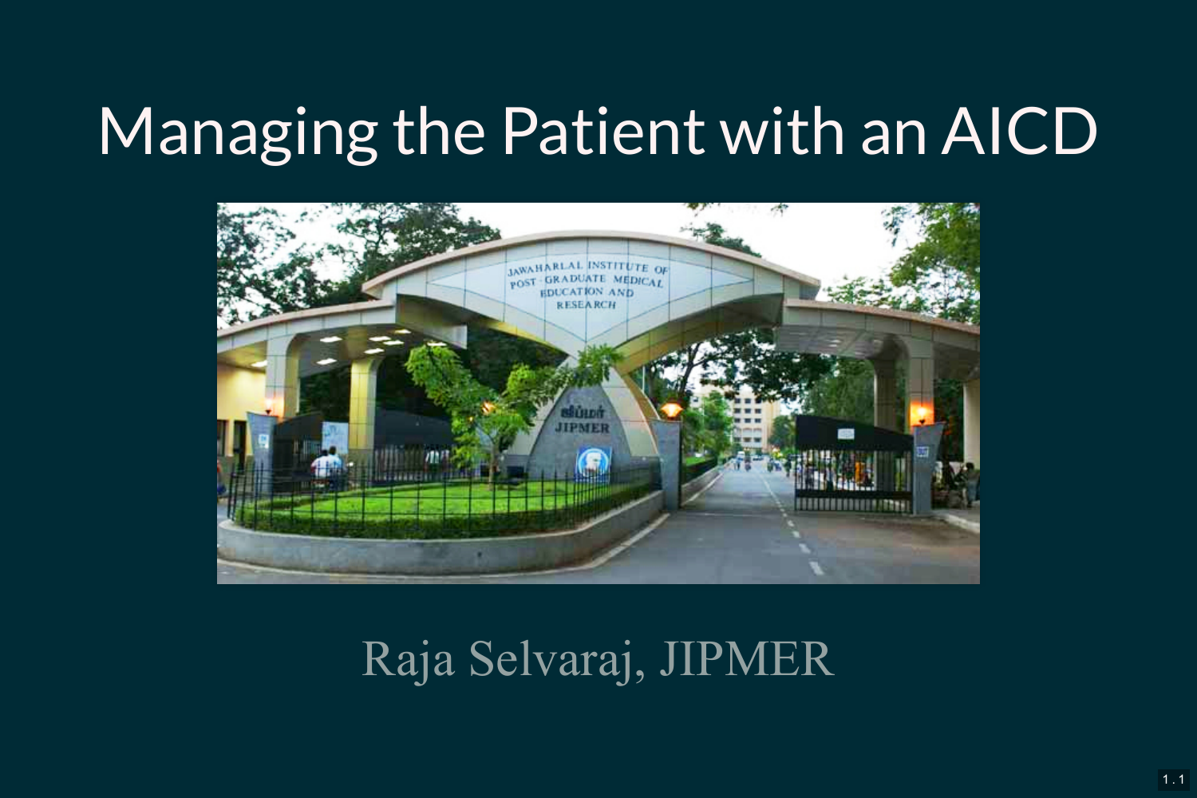# Managing the Patient with an AICD

Raja Selvaraj, JIPMER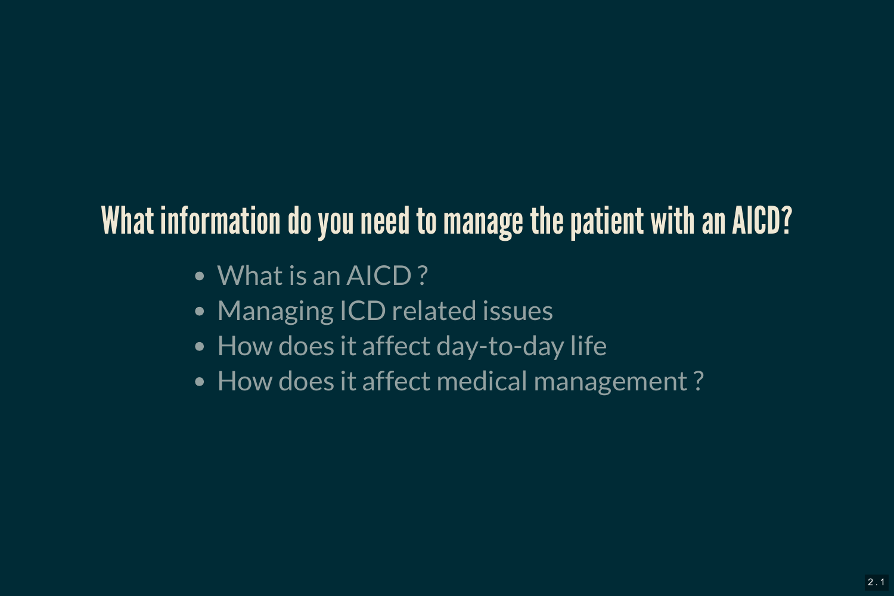# What information do you need to manage the patient with an AICD?

- What is an AICD ?
- Managing ICD related issues
- How does it affect day-to-day life
- How does it affect medical management ?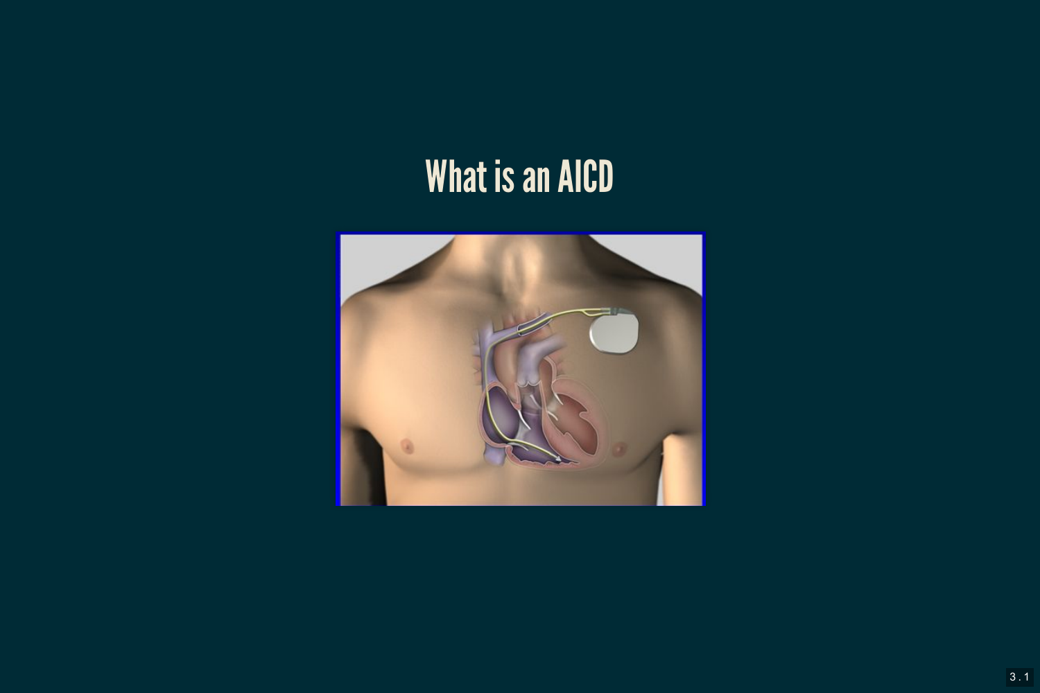# What is an AICD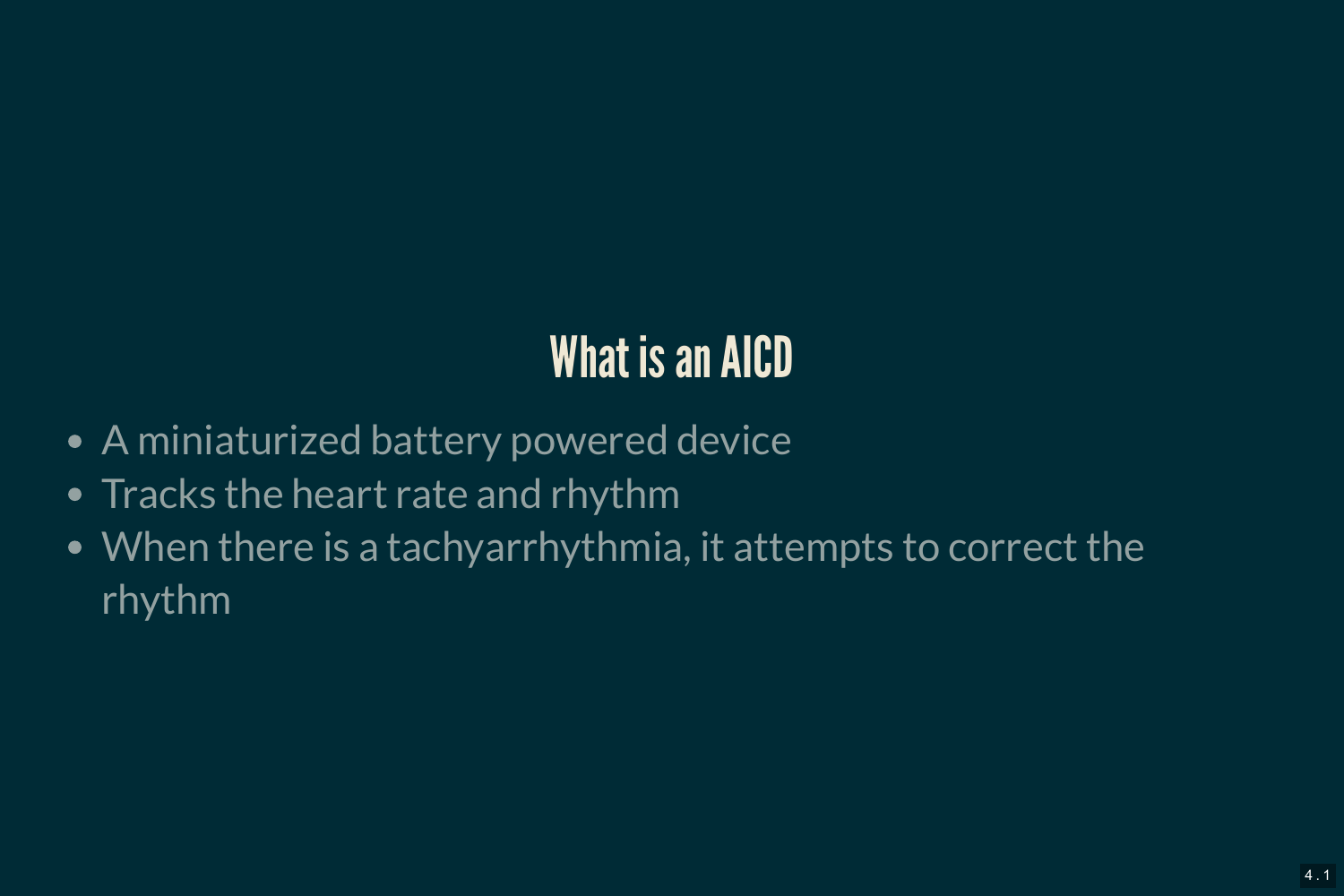## What is an AICD

- A miniaturized battery powered device
- Tracks the heart rate and rhythm
- When there is a tachyarrhythmia, it attempts to correct the rhythm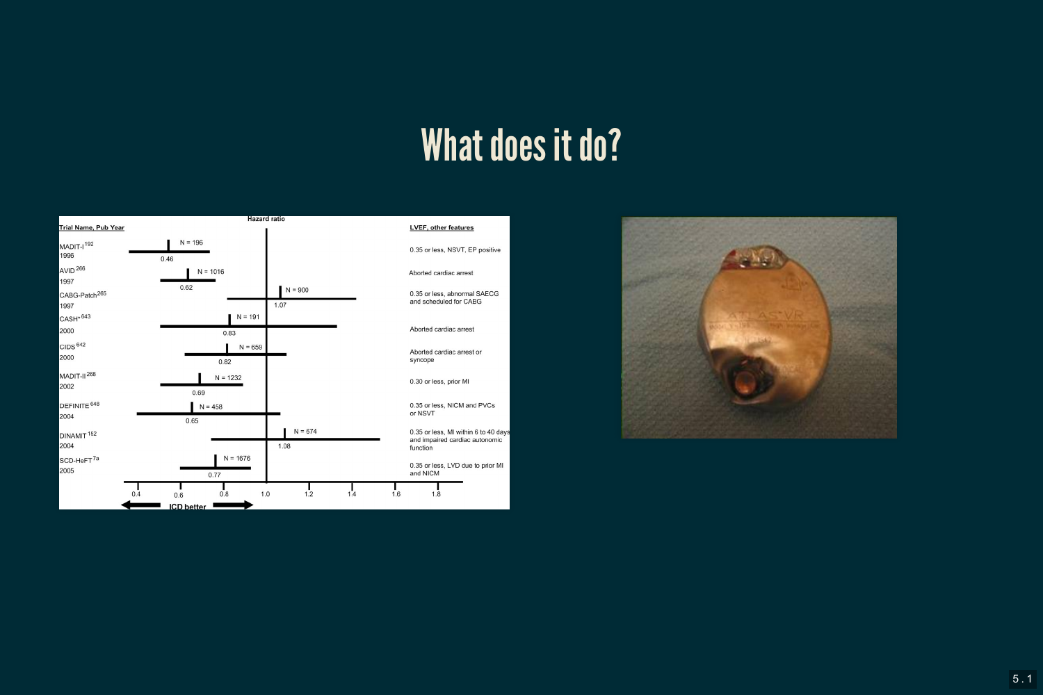# What does it do?

| Trial Name, Pub Year | Hazard ratio | N | LVEF, other features |
|---|---|---|---|
| MADIT-I[192] 1996 | 0.46 | N = 196 | 0.35 or less, NSVT, EP positive |
| AVID[266] 1997 | 0.62 | N = 1016 | Aborted cardiac arrest |
| CABG-Patch[265] 1997 | 1.07 | N = 900 | 0.35 or less, abnormal SAECG and scheduled for CABG |
| CASH*[643] 2000 | 0.83 | N = 191 | Aborted cardiac arrest |
| CIDS[642] 2000 | 0.82 | N = 659 | Aborted cardiac arrest or syncope |
| MADIT-II[268] 2002 | 0.69 | N = 1232 | 0.30 or less, prior MI |
| DEFINITE[648] 2004 | 0.65 | N = 458 | 0.35 or less, NICM and PVCs or NSVT |
| DINAMIT[152] 2004 | 1.08 | N = 674 | 0.35 or less, MI within 6 to 40 days and impaired cardiac autonomic function |
| SCD-HeFT[7a] 2005 | 0.77 | N = 1676 | 0.35 or less, LVD due to prior MI and NICM |

← ICD better →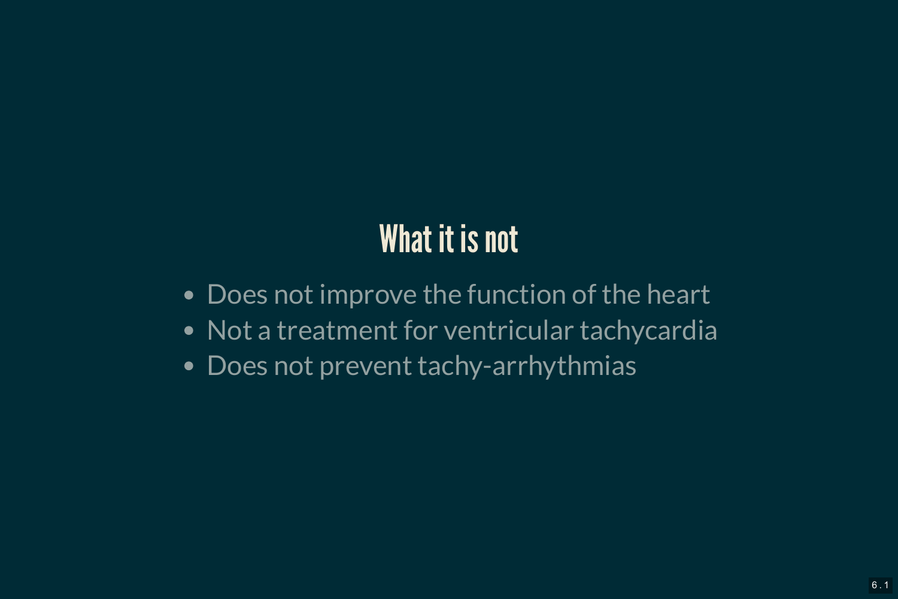## What it is not

- Does not improve the function of the heart
- Not a treatment for ventricular tachycardia
- Does not prevent tachy-arrhythmias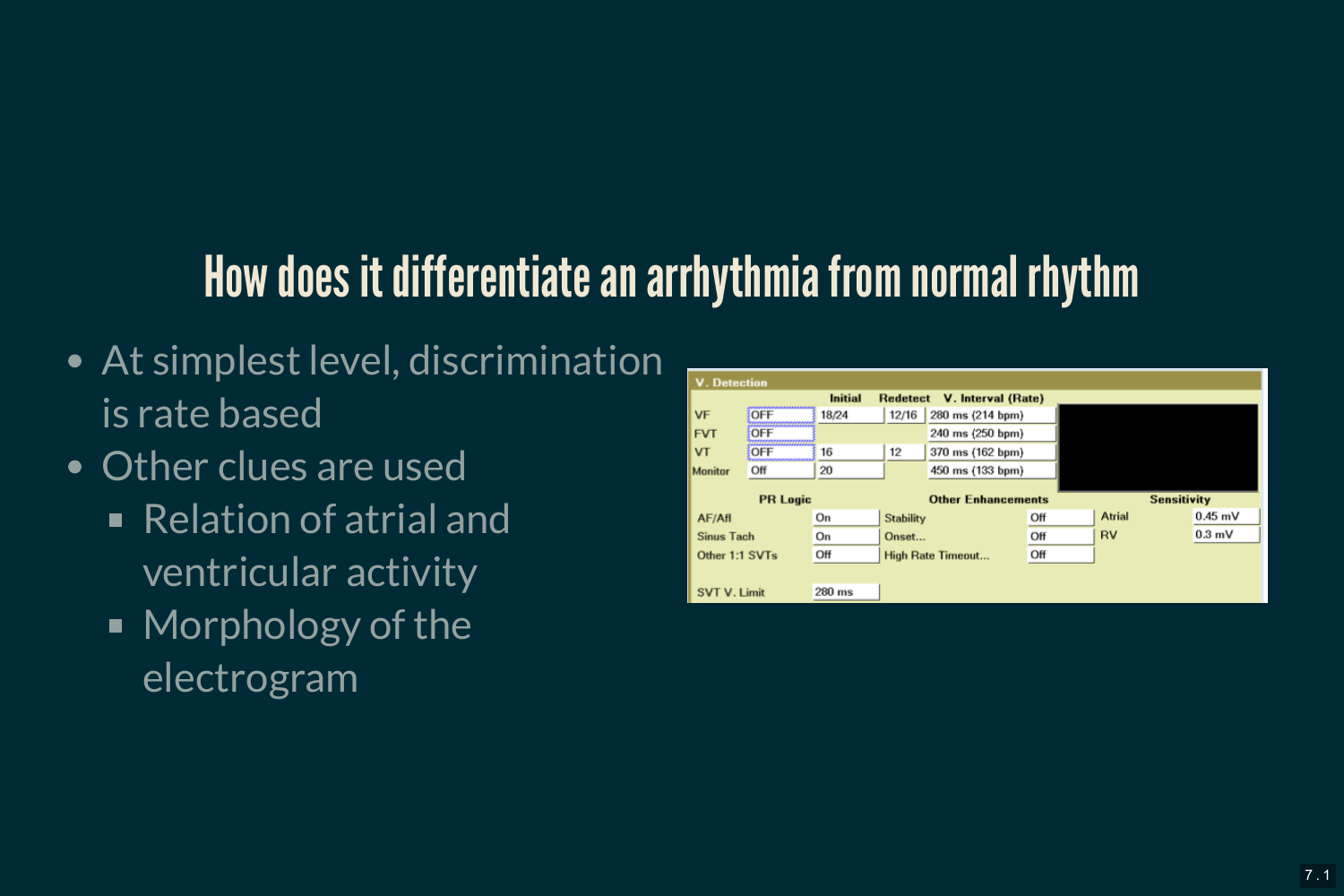# How does it differentiate an arrhythmia from normal rhythm

- At simplest level, discrimination is rate based
- Other clues are used
  - Relation of atrial and ventricular activity
  - Morphology of the electrogram

**V. Detection**

| | | Initial | Redetect | V. Interval (Rate) |
|---|---|---|---|---|
| VF | OFF | 18/24 | 12/16 | 280 ms (214 bpm) |
| FVT | OFF | | | 240 ms (250 bpm) |
| VT | OFF | 16 | 12 | 370 ms (162 bpm) |
| Monitor | Off | 20 | | 450 ms (133 bpm) |

| PR Logic | | Other Enhancements | | Sensitivity | |
|---|---|---|---|---|---|
| AF/Afl | On | Stability | Off | Atrial | 0.45 mV |
| Sinus Tach | On | Onset... | Off | RV | 0.3 mV |
| Other 1:1 SVTs | Off | High Rate Timeout... | Off | | |
| SVT V. Limit | 280 ms | | | | |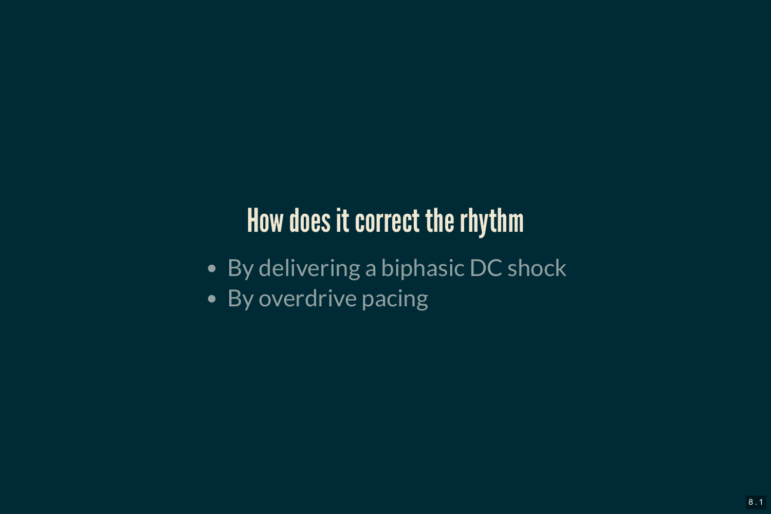## How does it correct the rhythm

- By delivering a biphasic DC shock
- By overdrive pacing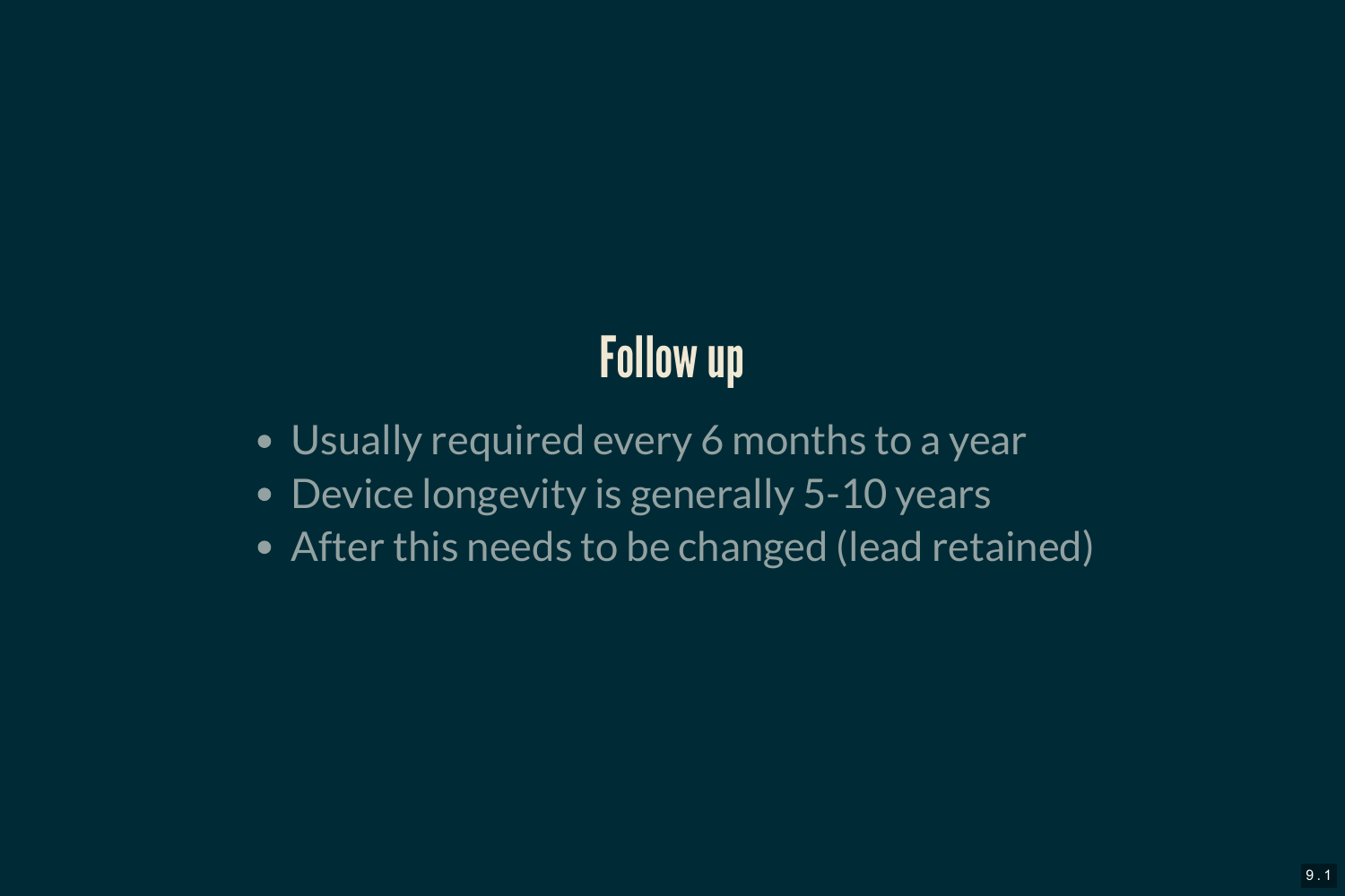# Follow up

- Usually required every 6 months to a year
- Device longevity is generally 5-10 years
- After this needs to be changed (lead retained)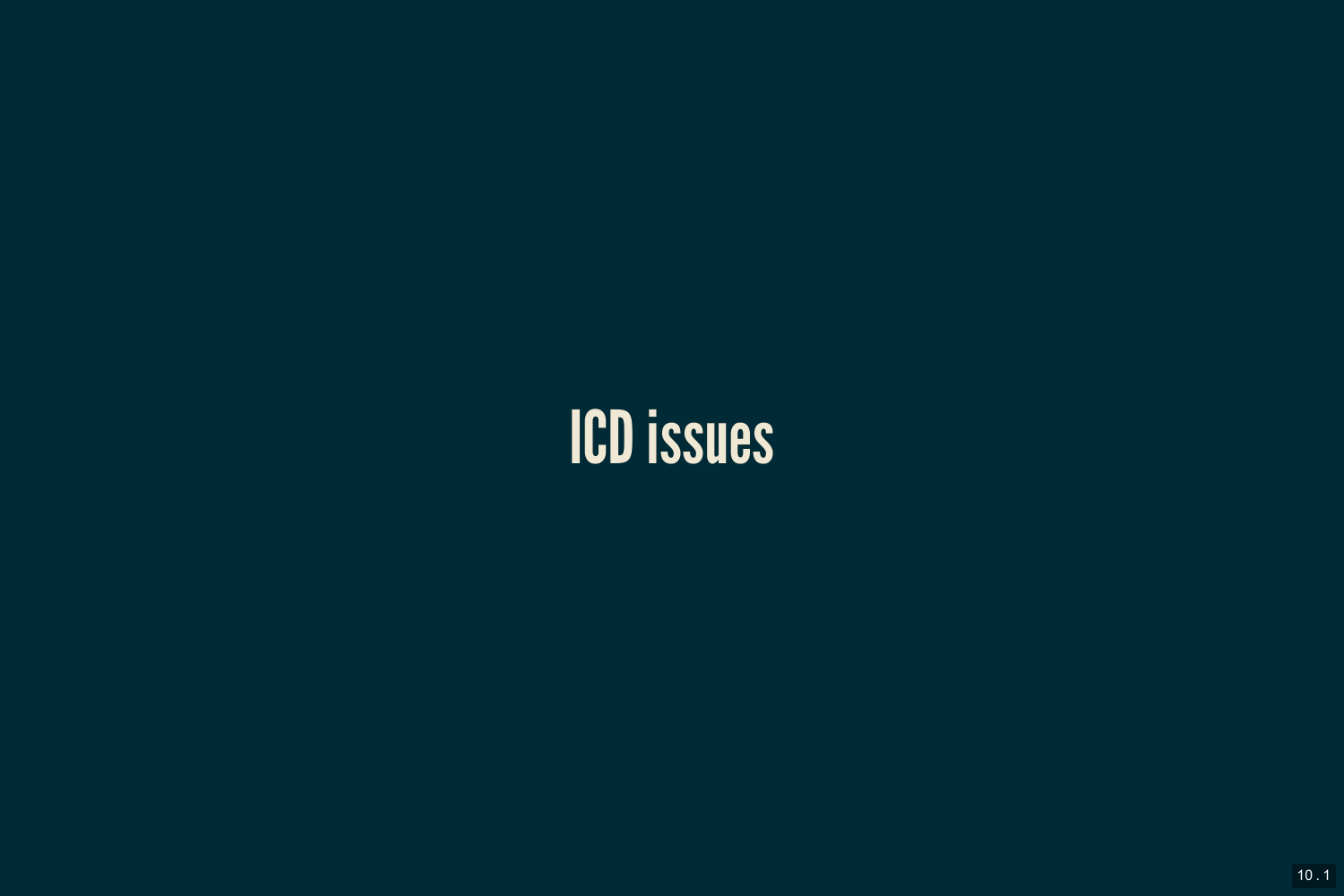# ICD issues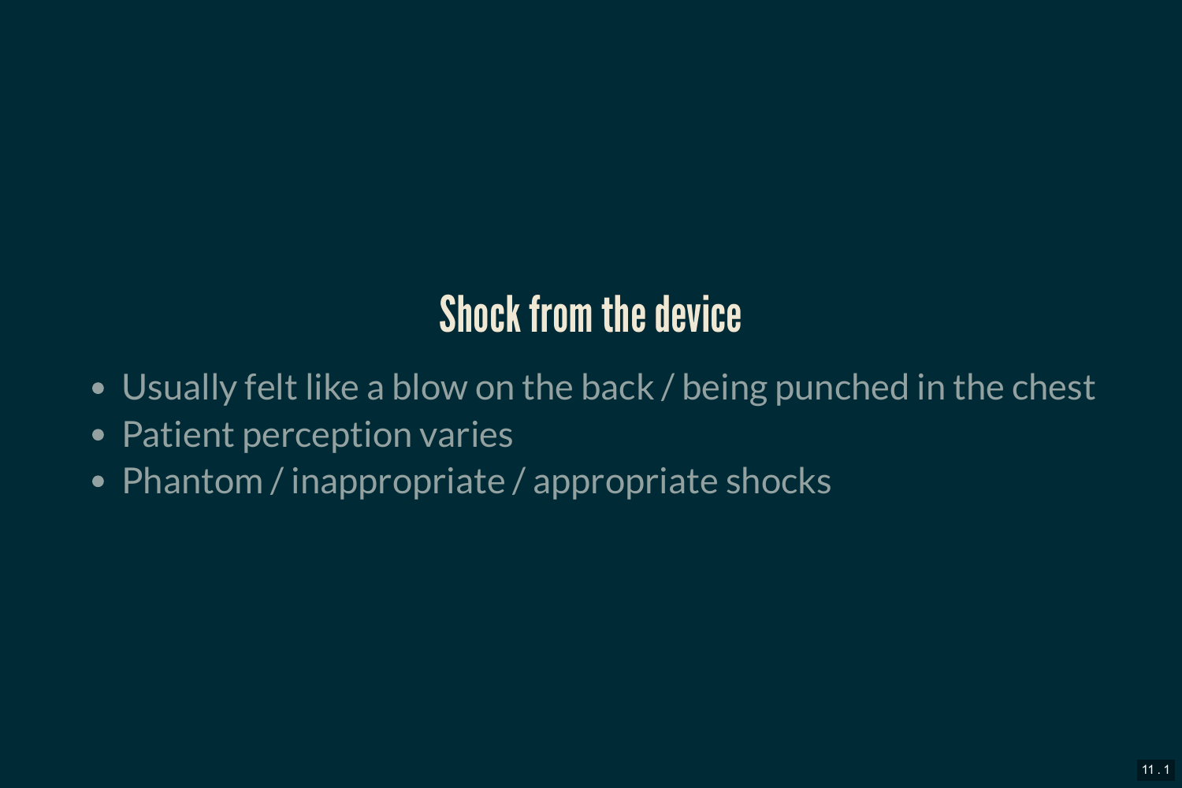## Shock from the device

- Usually felt like a blow on the back / being punched in the chest
- Patient perception varies
- Phantom / inappropriate / appropriate shocks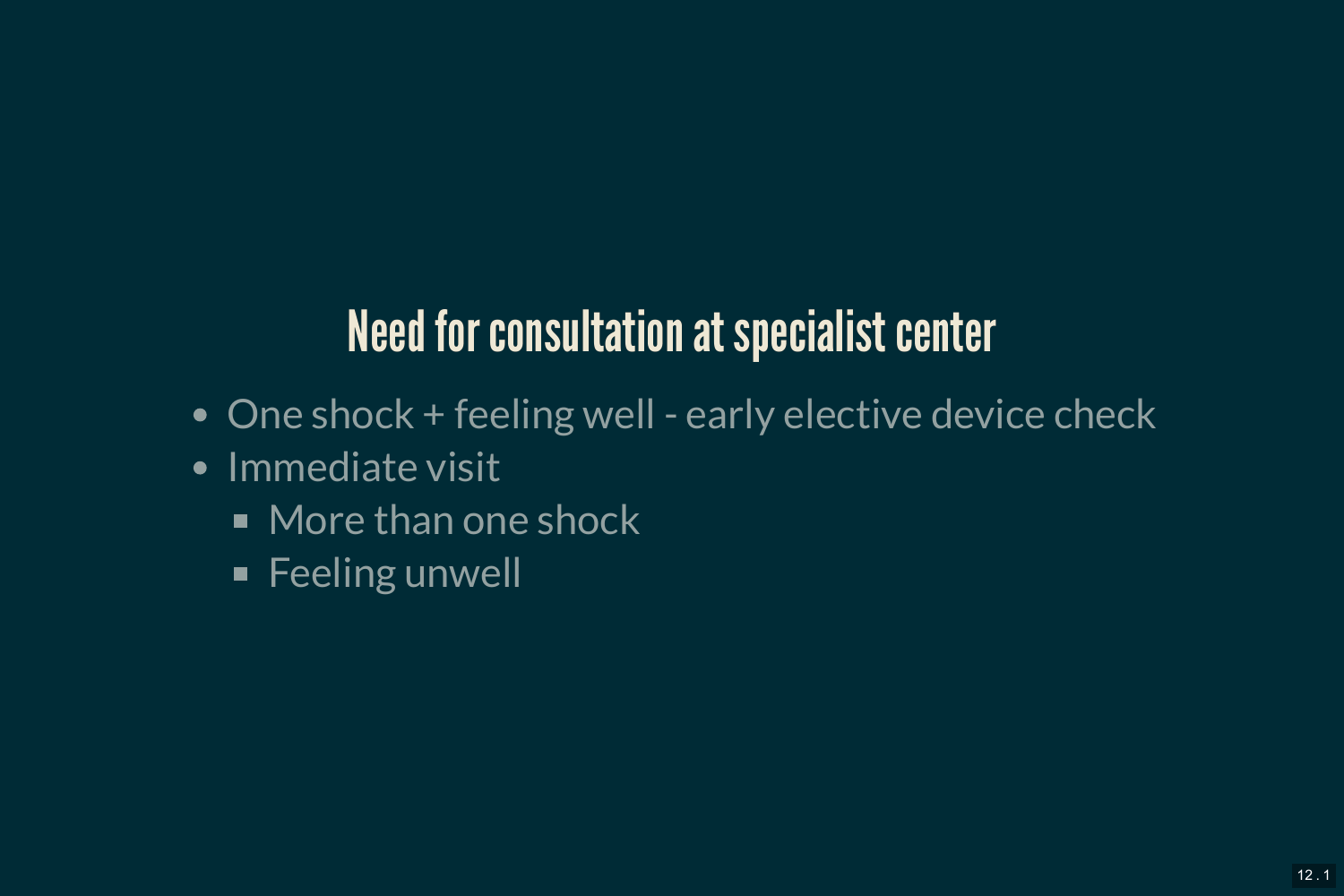## Need for consultation at specialist center

- One shock + feeling well - early elective device check
- Immediate visit
  - More than one shock
  - Feeling unwell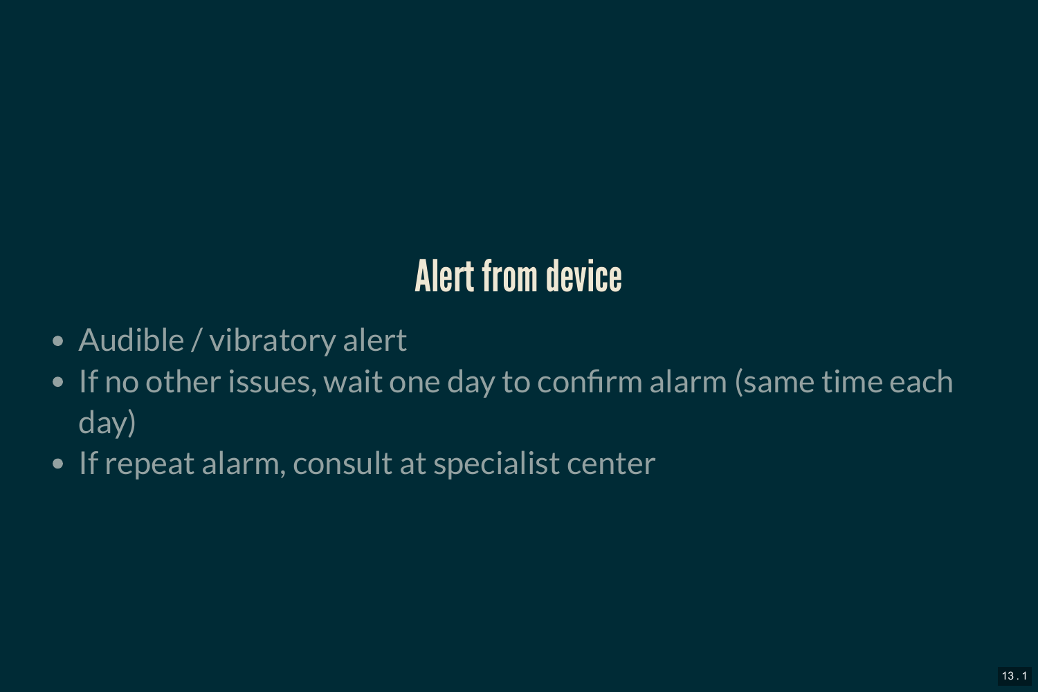# Alert from device

- Audible / vibratory alert
- If no other issues, wait one day to confirm alarm (same time each day)
- If repeat alarm, consult at specialist center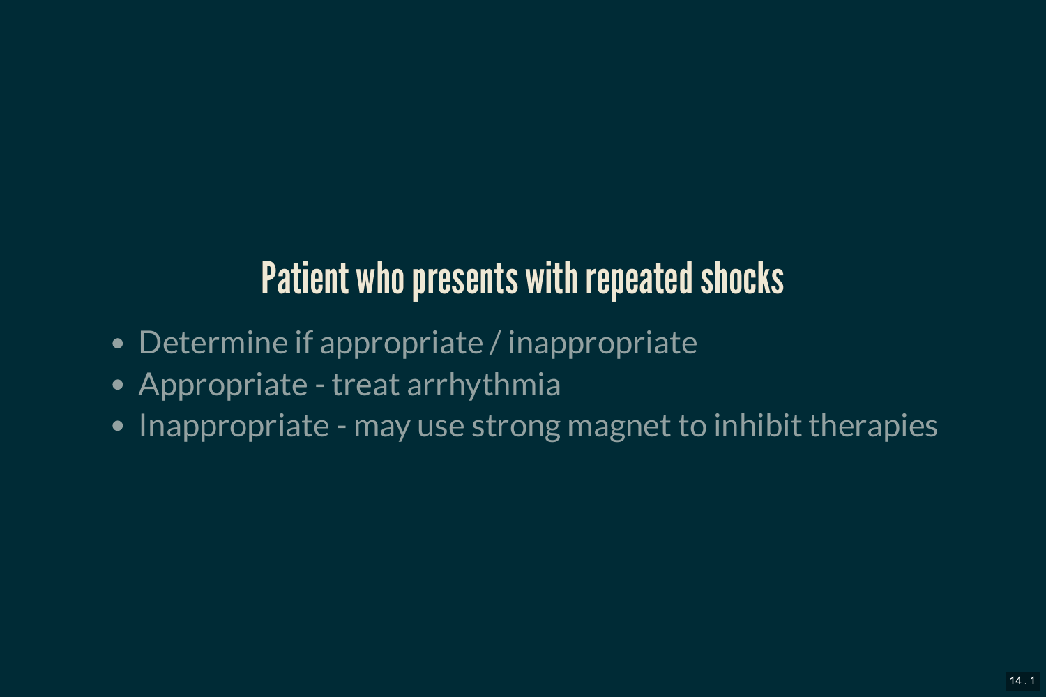## Patient who presents with repeated shocks

- Determine if appropriate / inappropriate
- Appropriate - treat arrhythmia
- Inappropriate - may use strong magnet to inhibit therapies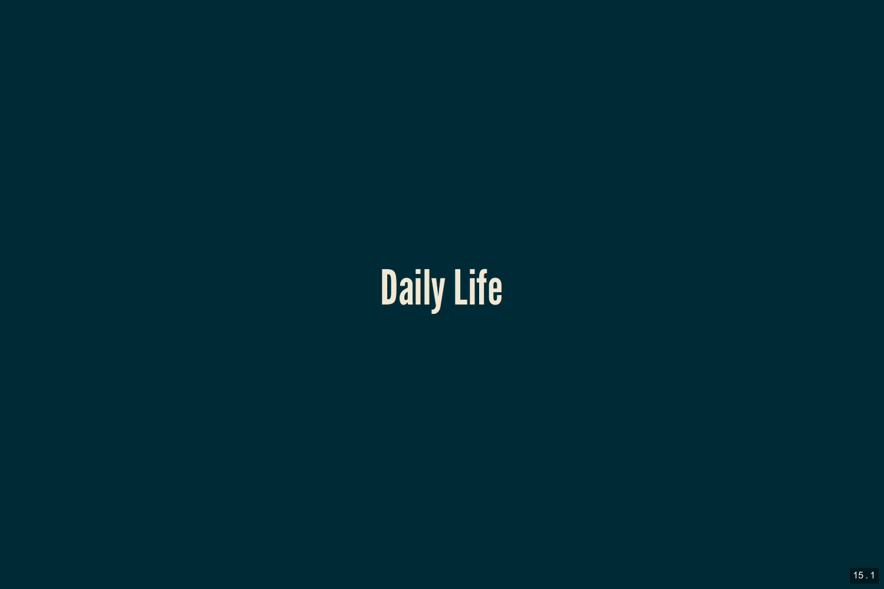# Daily Life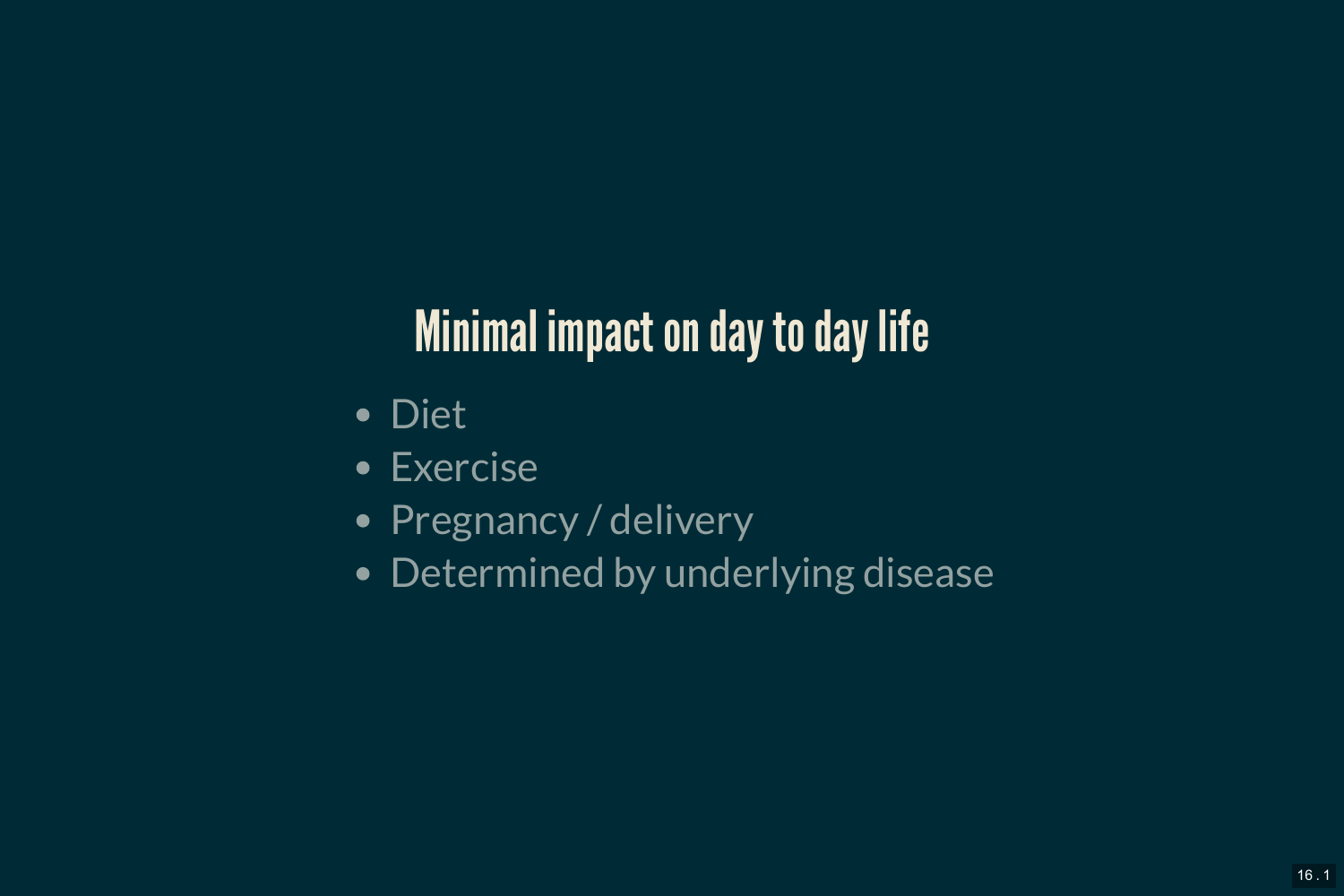## Minimal impact on day to day life

- Diet
- Exercise
- Pregnancy / delivery
- Determined by underlying disease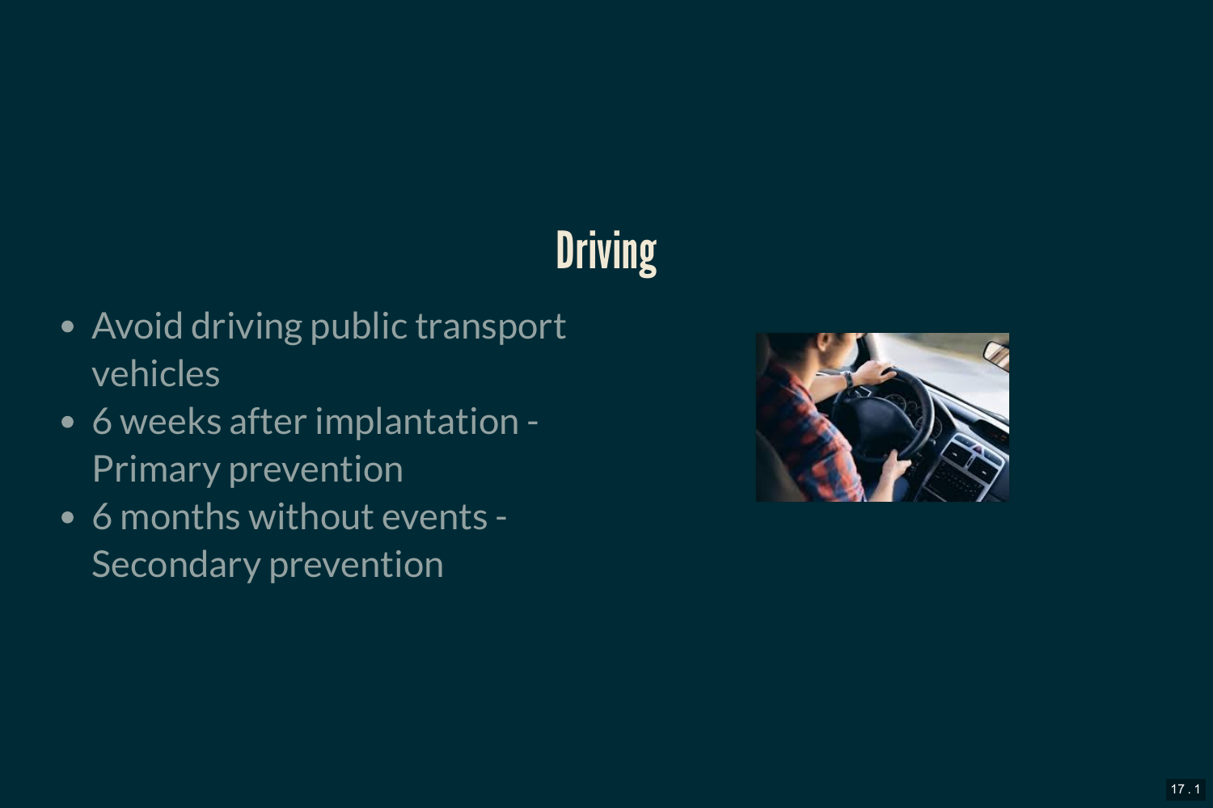# Driving

- Avoid driving public transport vehicles
- 6 weeks after implantation - Primary prevention
- 6 months without events - Secondary prevention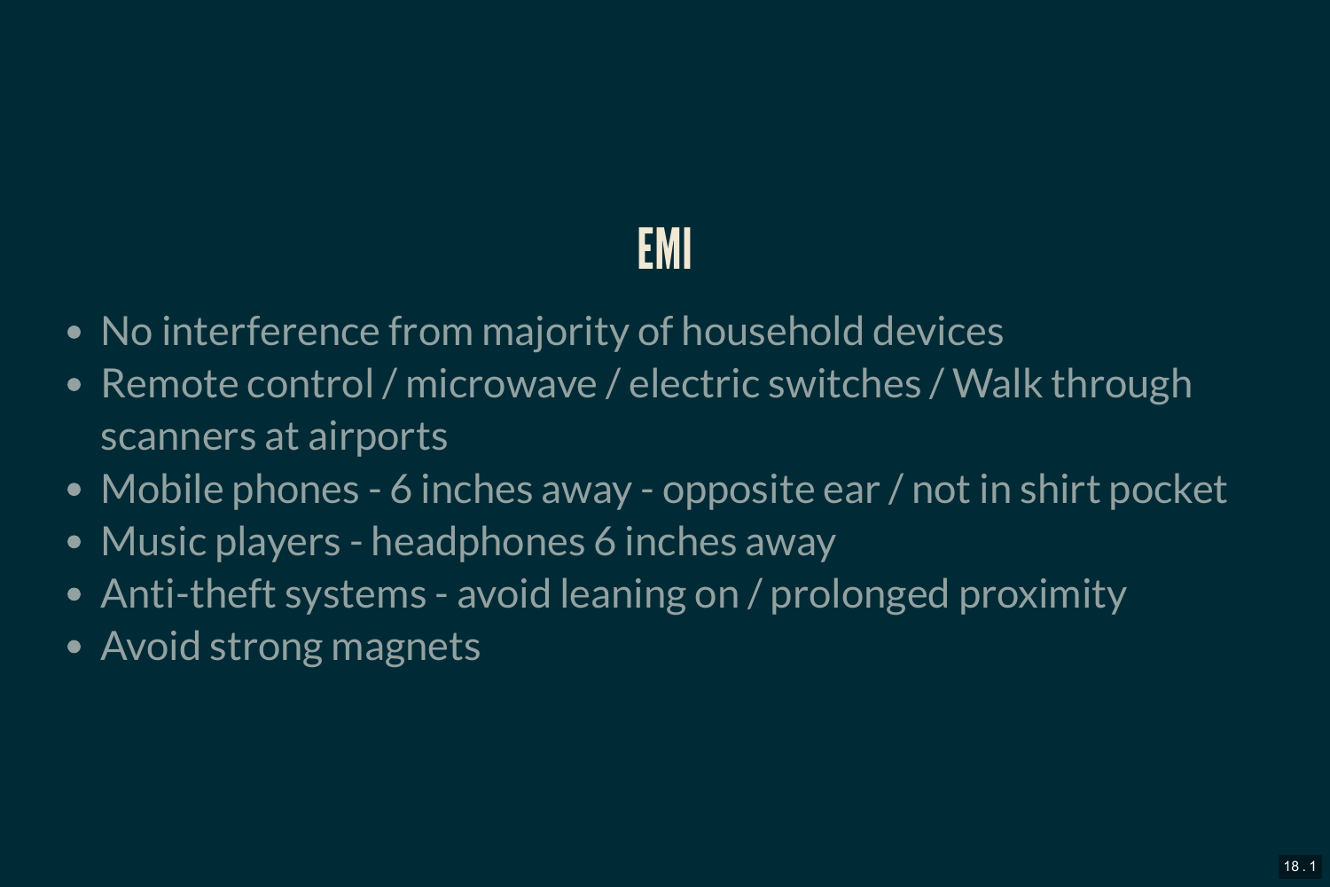# EMI

- No interference from majority of household devices
- Remote control / microwave / electric switches / Walk through scanners at airports
- Mobile phones - 6 inches away - opposite ear / not in shirt pocket
- Music players - headphones 6 inches away
- Anti-theft systems - avoid leaning on / prolonged proximity
- Avoid strong magnets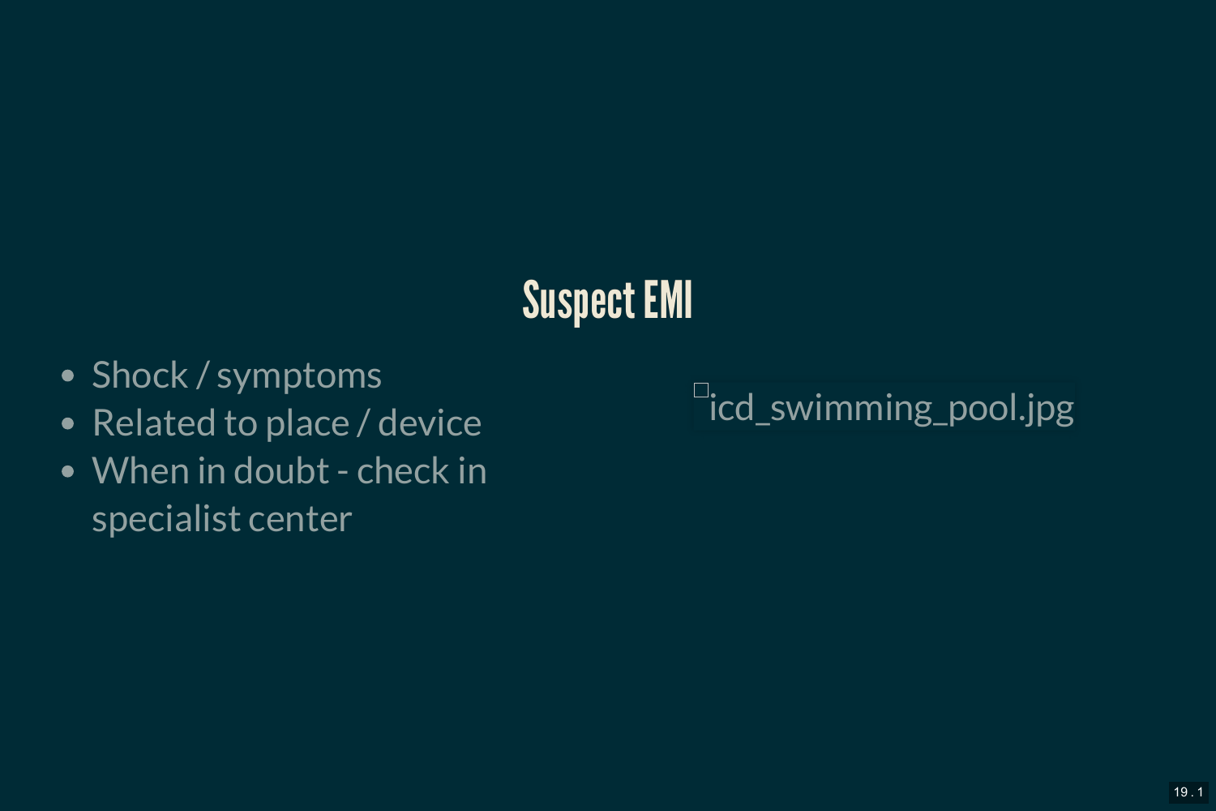# Suspect EMI

- Shock / symptoms
- Related to place / device
- When in doubt - check in specialist center

icd_swimming_pool.jpg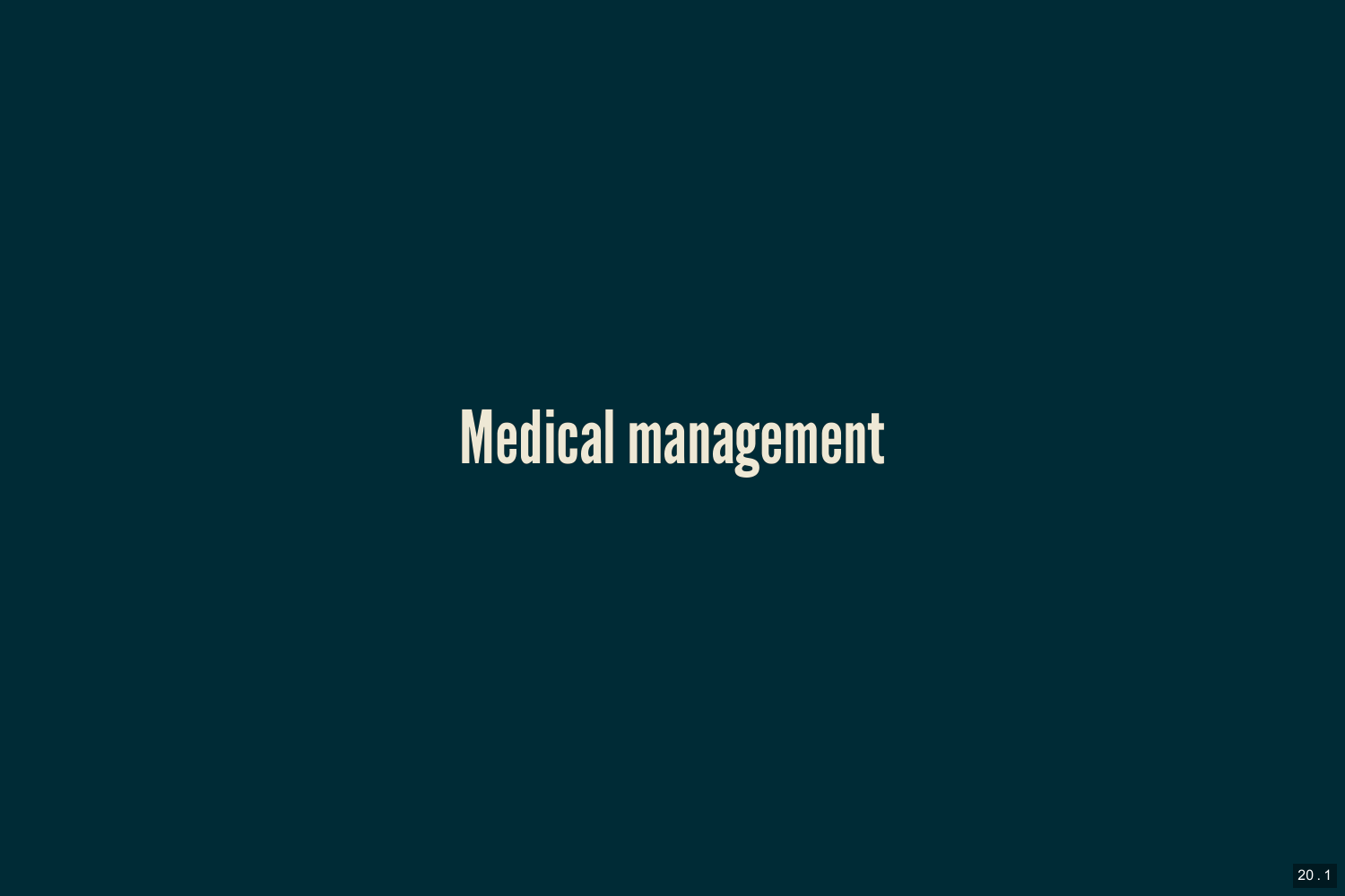# Medical management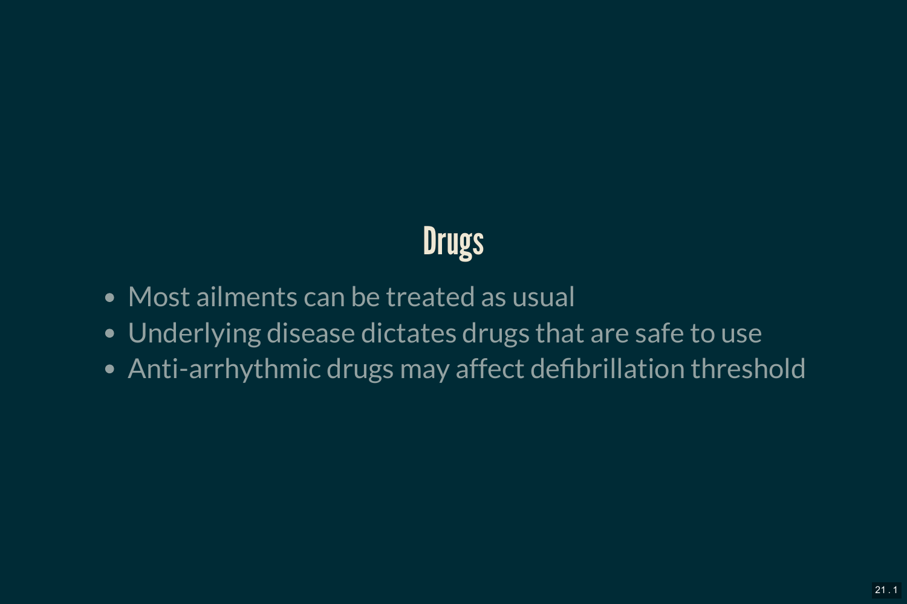# Drugs

- Most ailments can be treated as usual
- Underlying disease dictates drugs that are safe to use
- Anti-arrhythmic drugs may affect defibrillation threshold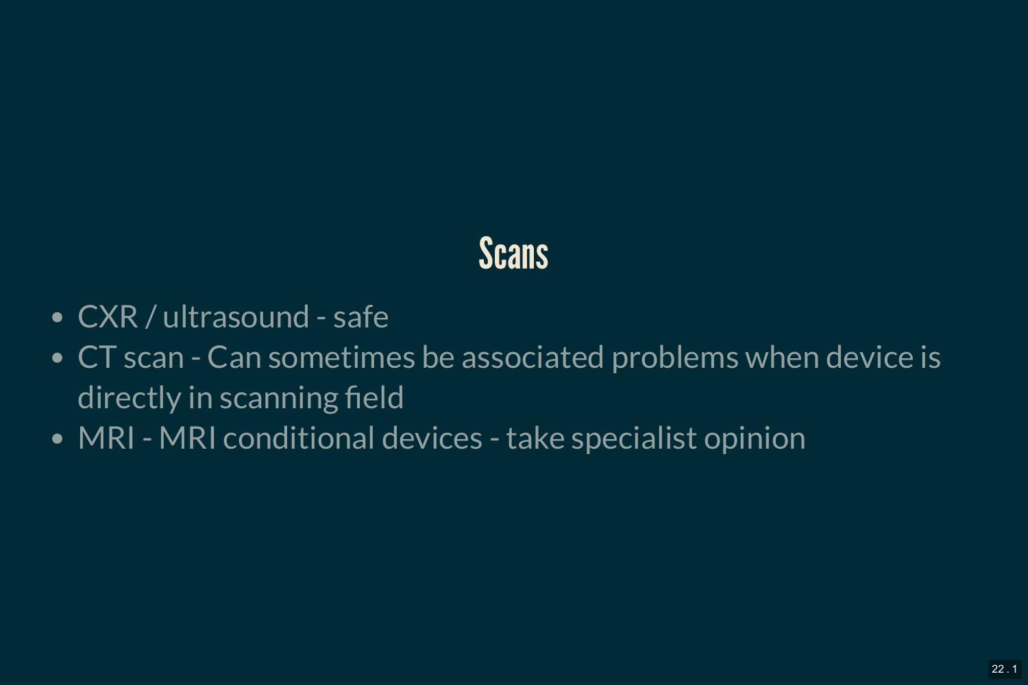# Scans

- CXR / ultrasound - safe
- CT scan - Can sometimes be associated problems when device is directly in scanning field
- MRI - MRI conditional devices - take specialist opinion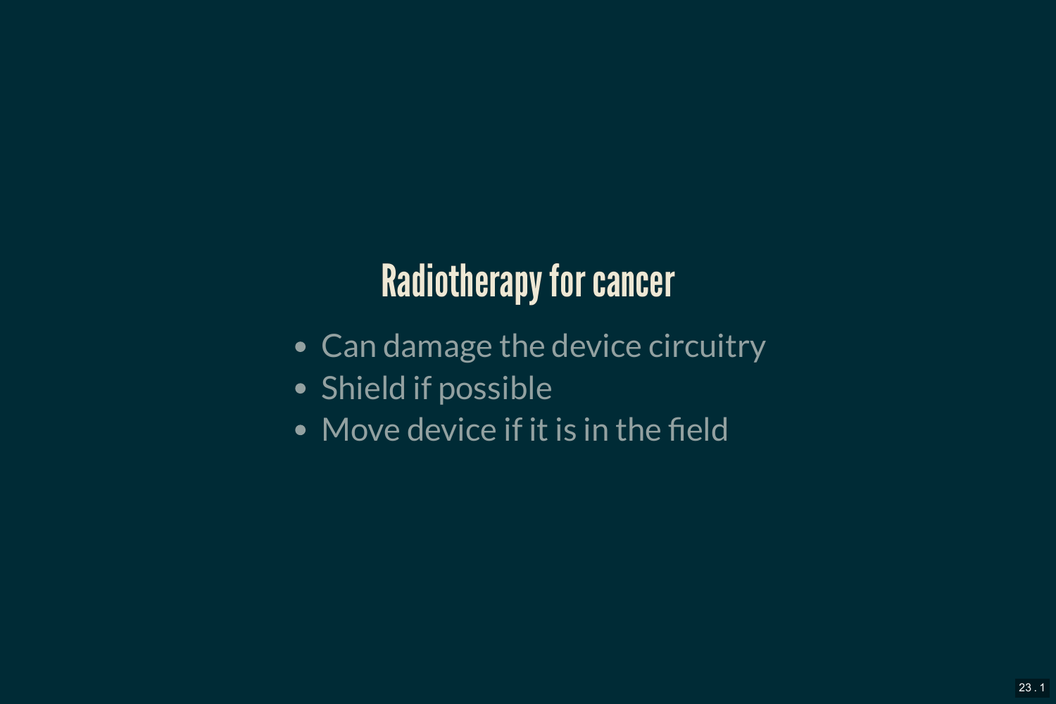## Radiotherapy for cancer

- Can damage the device circuitry
- Shield if possible
- Move device if it is in the field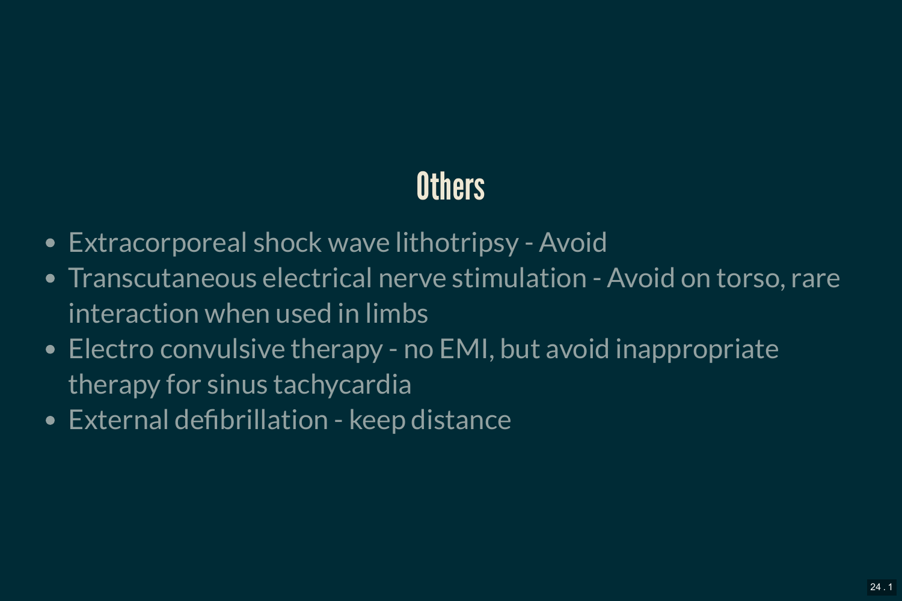# Others

- Extracorporeal shock wave lithotripsy - Avoid
- Transcutaneous electrical nerve stimulation - Avoid on torso, rare interaction when used in limbs
- Electro convulsive therapy - no EMI, but avoid inappropriate therapy for sinus tachycardia
- External defibrillation - keep distance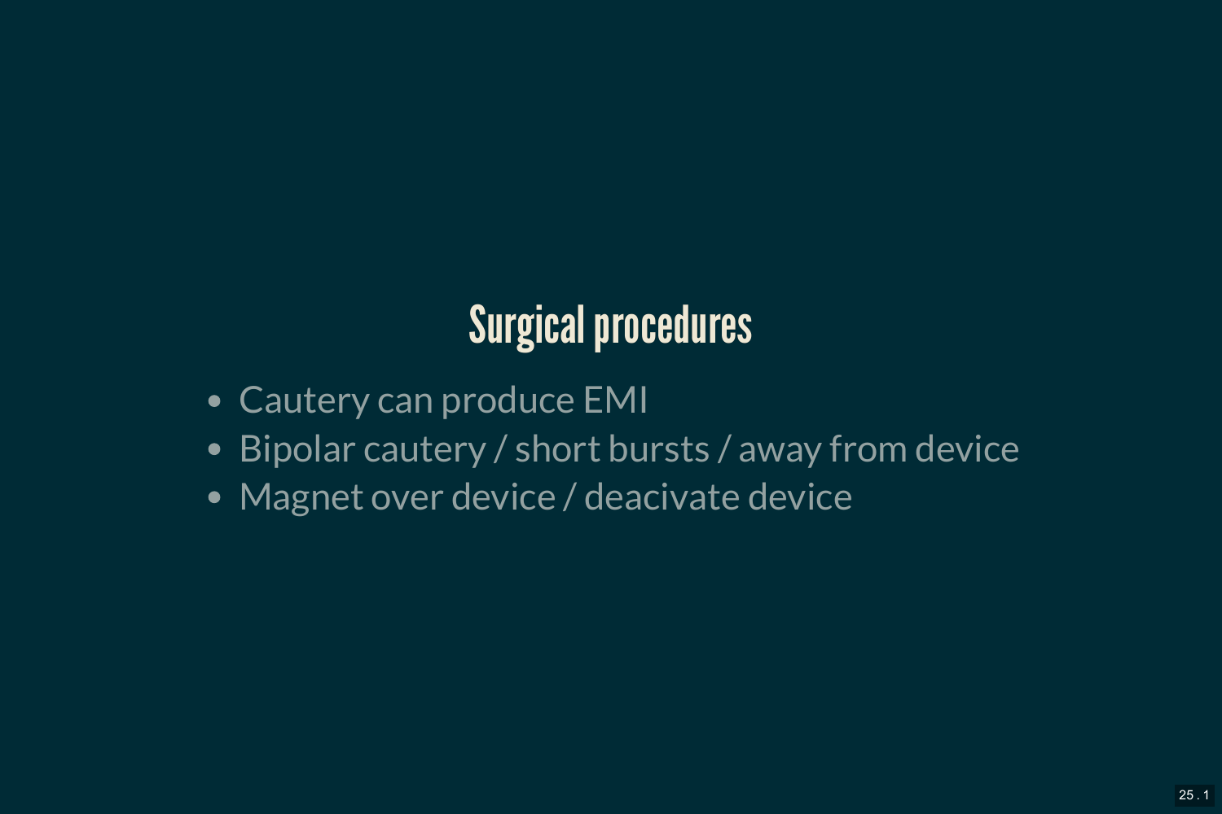## Surgical procedures

- Cautery can produce EMI
- Bipolar cautery / short bursts / away from device
- Magnet over device / deacivate device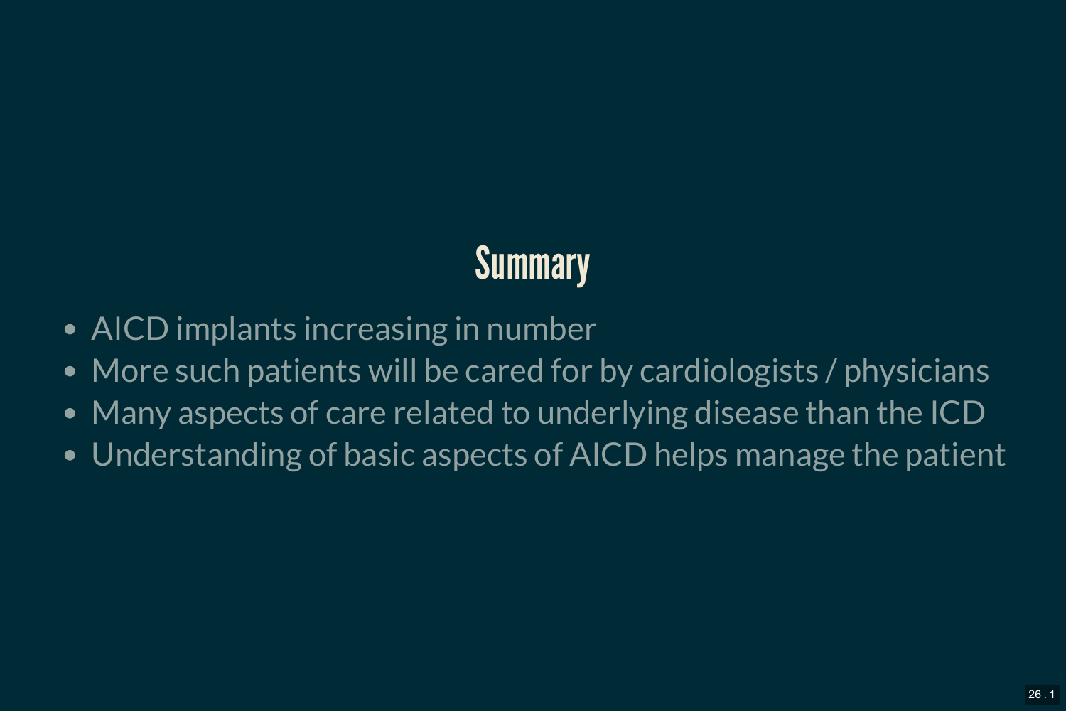# Summary

- AICD implants increasing in number
- More such patients will be cared for by cardiologists / physicians
- Many aspects of care related to underlying disease than the ICD
- Understanding of basic aspects of AICD helps manage the patient